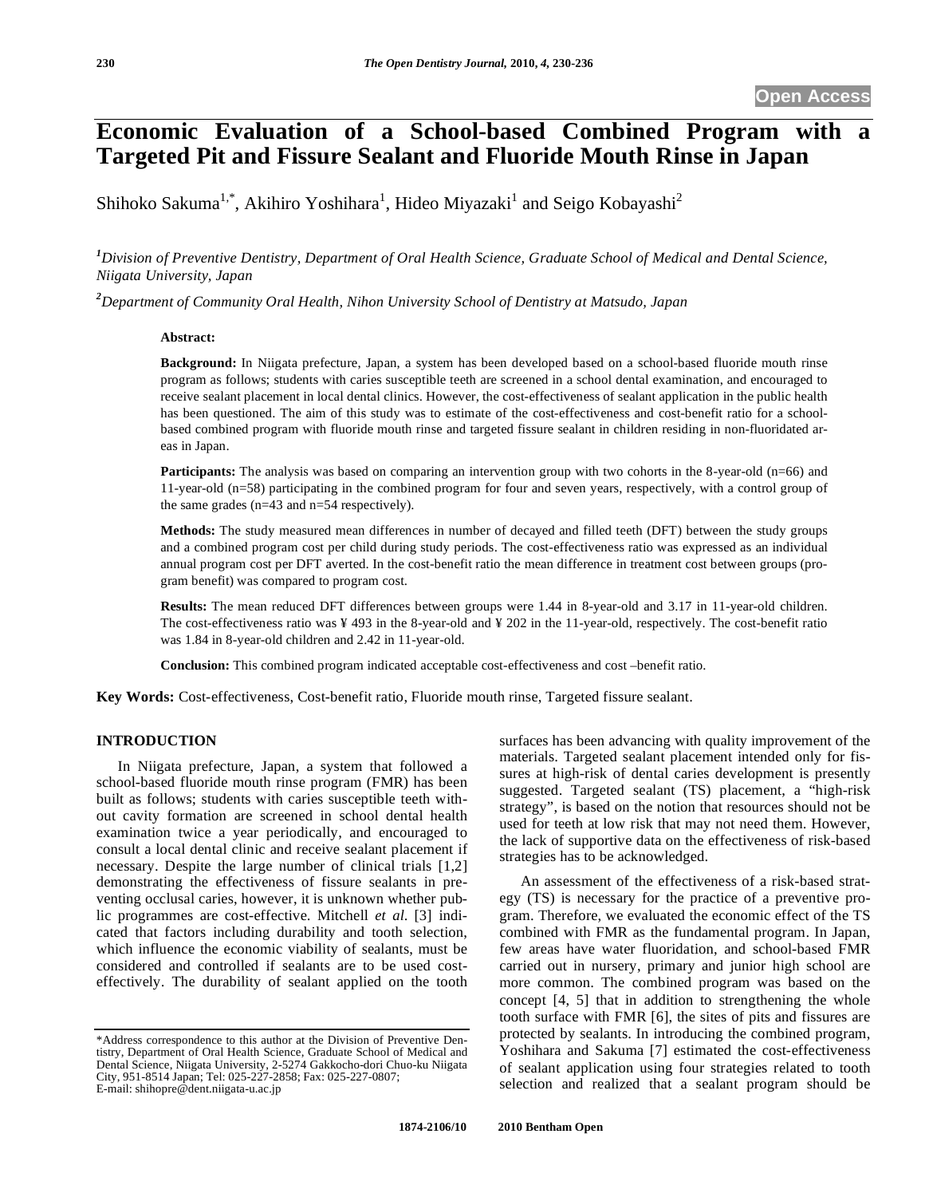Open Access

# Economic Evaluation of a School-based Combined Program with a Targeted Pit and Fissure Sealant and Fluoride Mouth Rinse in Japan

Shihoko Sakuma[1,*], Akihiro Yoshihara[1], Hideo Miyazaki[1] and Seigo Kobayashi[2]

[1] *Division of Preventive Dentistry, Department of Oral Health Science, Graduate School of Medical and Dental Science, Niigata University, Japan*

[2] *Department of Community Oral Health, Nihon University School of Dentistry at Matsudo, Japan*

**Abstract:**

**Background:** In Niigata prefecture, Japan, a system has been developed based on a school-based fluoride mouth rinse program as follows; students with caries susceptible teeth are screened in a school dental examination, and encouraged to receive sealant placement in local dental clinics. However, the cost-effectiveness of sealant application in the public health has been questioned. The aim of this study was to estimate of the cost-effectiveness and cost-benefit ratio for a school-based combined program with fluoride mouth rinse and targeted fissure sealant in children residing in non-fluoridated areas in Japan.

**Participants:** The analysis was based on comparing an intervention group with two cohorts in the 8-year-old (n=66) and 11-year-old (n=58) participating in the combined program for four and seven years, respectively, with a control group of the same grades (n=43 and n=54 respectively).

**Methods:** The study measured mean differences in number of decayed and filled teeth (DFT) between the study groups and a combined program cost per child during study periods. The cost-effectiveness ratio was expressed as an individual annual program cost per DFT averted. In the cost-benefit ratio the mean difference in treatment cost between groups (program benefit) was compared to program cost.

**Results:** The mean reduced DFT differences between groups were 1.44 in 8-year-old and 3.17 in 11-year-old children. The cost-effectiveness ratio was ¥ 493 in the 8-year-old and ¥ 202 in the 11-year-old, respectively. The cost-benefit ratio was 1.84 in 8-year-old children and 2.42 in 11-year-old.

**Conclusion:** This combined program indicated acceptable cost-effectiveness and cost –benefit ratio.

**Key Words:** Cost-effectiveness, Cost-benefit ratio, Fluoride mouth rinse, Targeted fissure sealant.

## INTRODUCTION

In Niigata prefecture, Japan, a system that followed a school-based fluoride mouth rinse program (FMR) has been built as follows; students with caries susceptible teeth without cavity formation are screened in school dental health examination twice a year periodically, and encouraged to consult a local dental clinic and receive sealant placement if necessary. Despite the large number of clinical trials [1,2] demonstrating the effectiveness of fissure sealants in preventing occlusal caries, however, it is unknown whether public programmes are cost-effective. Mitchell *et al.* [3] indicated that factors including durability and tooth selection, which influence the economic viability of sealants, must be considered and controlled if sealants are to be used cost-effectively. The durability of sealant applied on the tooth surfaces has been advancing with quality improvement of the materials. Targeted sealant placement intended only for fissures at high-risk of dental caries development is presently suggested. Targeted sealant (TS) placement, a "high-risk strategy", is based on the notion that resources should not be used for teeth at low risk that may not need them. However, the lack of supportive data on the effectiveness of risk-based strategies has to be acknowledged.

An assessment of the effectiveness of a risk-based strategy (TS) is necessary for the practice of a preventive program. Therefore, we evaluated the economic effect of the TS combined with FMR as the fundamental program. In Japan, few areas have water fluoridation, and school-based FMR carried out in nursery, primary and junior high school are more common. The combined program was based on the concept [4, 5] that in addition to strengthening the whole tooth surface with FMR [6], the sites of pits and fissures are protected by sealants. In introducing the combined program, Yoshihara and Sakuma [7] estimated the cost-effectiveness of sealant application using four strategies related to tooth selection and realized that a sealant program should be

*Address correspondence to this author at the Division of Preventive Dentistry, Department of Oral Health Science, Graduate School of Medical and Dental Science, Niigata University, 2-5274 Gakkocho-dori Chuo-ku Niigata City, 951-8514 Japan; Tel: 025-227-2858; Fax: 025-227-0807; E-mail: shihopre@dent.niigata-u.ac.jp

1874-2106/10 2010 Bentham Open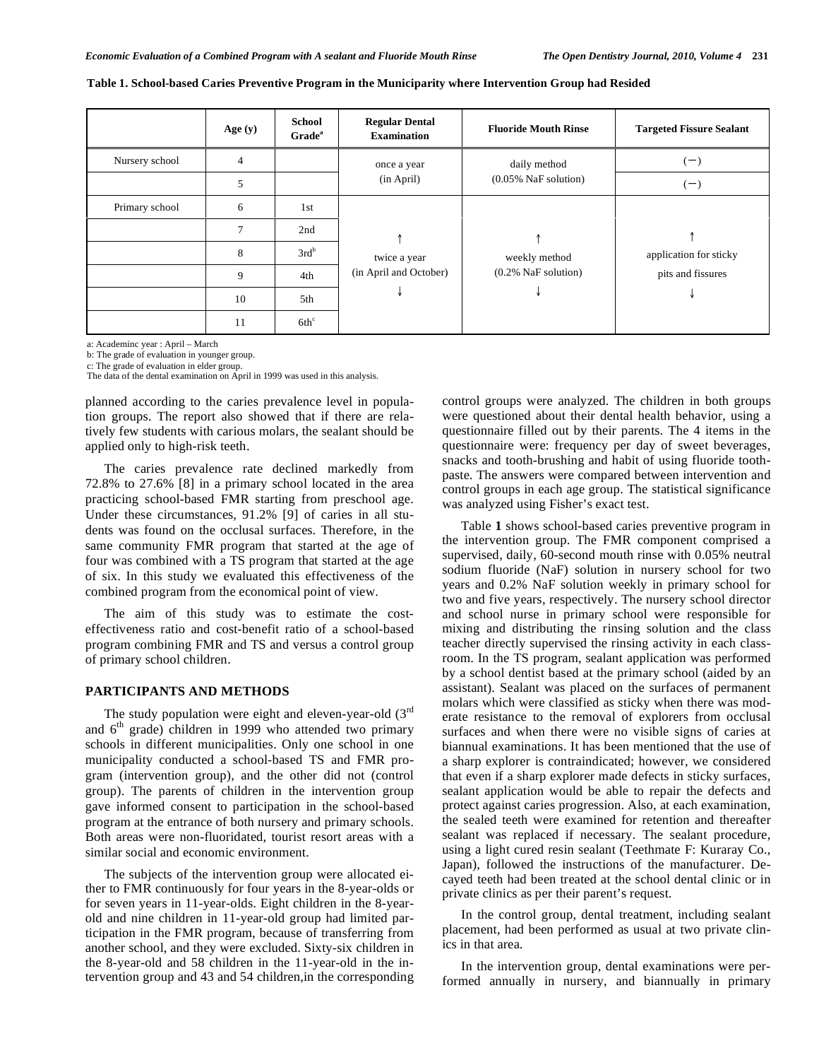**Table 1. School-based Caries Preventive Program in the Municipality where Intervention Group had Resided**

| | Age (y) | School Grade[a] | Regular Dental Examination | Fluoride Mouth Rinse | Targeted Fissure Sealant |
|---|---|---|---|---|---|
| Nursery school | 4 | | once a year (in April) | daily method (0.05% NaF solution) | (−) |
| | 5 | | | | (−) |
| Primary school | 6 | 1st | ↑ twice a year (in April and October) ↓ | ↑ weekly method (0.2% NaF solution) ↓ | ↑ application for sticky pits and fissures ↓ |
| | 7 | 2nd | | | |
| | 8 | 3rd[b] | | | |
| | 9 | 4th | | | |
| | 10 | 5th | | | |
| | 11 | 6th[c] | | | |

a: Academinc year : April – March
b: The grade of evaluation in younger group.
c: The grade of evaluation in elder group.
The data of the dental examination on April in 1999 was used in this analysis.

planned according to the caries prevalence level in population groups. The report also showed that if there are relatively few students with carious molars, the sealant should be applied only to high-risk teeth.

The caries prevalence rate declined markedly from 72.8% to 27.6% [8] in a primary school located in the area practicing school-based FMR starting from preschool age. Under these circumstances, 91.2% [9] of caries in all students was found on the occlusal surfaces. Therefore, in the same community FMR program that started at the age of four was combined with a TS program that started at the age of six. In this study we evaluated this effectiveness of the combined program from the economical point of view.

The aim of this study was to estimate the cost-effectiveness ratio and cost-benefit ratio of a school-based program combining FMR and TS and versus a control group of primary school children.

## PARTICIPANTS AND METHODS

The study population were eight and eleven-year-old (3rd and 6th grade) children in 1999 who attended two primary schools in different municipalities. Only one school in one municipality conducted a school-based TS and FMR program (intervention group), and the other did not (control group). The parents of children in the intervention group gave informed consent to participation in the school-based program at the entrance of both nursery and primary schools. Both areas were non-fluoridated, tourist resort areas with a similar social and economic environment.

The subjects of the intervention group were allocated either to FMR continuously for four years in the 8-year-olds or for seven years in 11-year-olds. Eight children in the 8-year-old and nine children in 11-year-old group had limited participation in the FMR program, because of transferring from another school, and they were excluded. Sixty-six children in the 8-year-old and 58 children in the 11-year-old in the intervention group and 43 and 54 children,in the corresponding control groups were analyzed. The children in both groups were questioned about their dental health behavior, using a questionnaire filled out by their parents. The 4 items in the questionnaire were: frequency per day of sweet beverages, snacks and tooth-brushing and habit of using fluoride toothpaste. The answers were compared between intervention and control groups in each age group. The statistical significance was analyzed using Fisher's exact test.

Table **1** shows school-based caries preventive program in the intervention group. The FMR component comprised a supervised, daily, 60-second mouth rinse with 0.05% neutral sodium fluoride (NaF) solution in nursery school for two years and 0.2% NaF solution weekly in primary school for two and five years, respectively. The nursery school director and school nurse in primary school were responsible for mixing and distributing the rinsing solution and the class teacher directly supervised the rinsing activity in each classroom. In the TS program, sealant application was performed by a school dentist based at the primary school (aided by an assistant). Sealant was placed on the surfaces of permanent molars which were classified as sticky when there was moderate resistance to the removal of explorers from occlusal surfaces and when there were no visible signs of caries at biannual examinations. It has been mentioned that the use of a sharp explorer is contraindicated; however, we considered that even if a sharp explorer made defects in sticky surfaces, sealant application would be able to repair the defects and protect against caries progression. Also, at each examination, the sealed teeth were examined for retention and thereafter sealant was replaced if necessary. The sealant procedure, using a light cured resin sealant (Teethmate F: Kuraray Co., Japan), followed the instructions of the manufacturer. Decayed teeth had been treated at the school dental clinic or in private clinics as per their parent's request.

In the control group, dental treatment, including sealant placement, had been performed as usual at two private clinics in that area.

In the intervention group, dental examinations were performed annually in nursery, and biannually in primary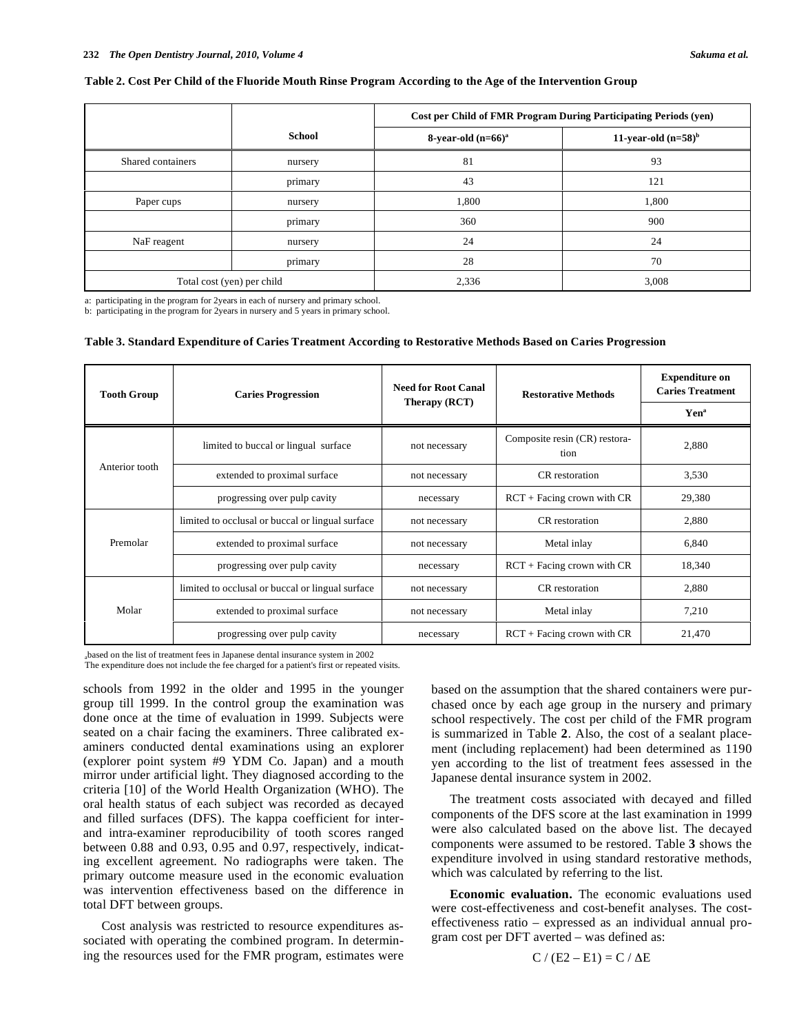**Table 2. Cost Per Child of the Fluoride Mouth Rinse Program According to the Age of the Intervention Group**

| | School | Cost per Child of FMR Program During Participating Periods (yen) | |
|---|---|---|---|
| | | 8-year-old (n=66)[a] | 11-year-old (n=58)[b] |
| Shared containers | nursery | 81 | 93 |
| | primary | 43 | 121 |
| Paper cups | nursery | 1,800 | 1,800 |
| | primary | 360 | 900 |
| NaF reagent | nursery | 24 | 24 |
| | primary | 28 | 70 |
| Total cost (yen) per child | | 2,336 | 3,008 |

a: participating in the program for 2years in each of nursery and primary school.
b: participating in the program for 2years in nursery and 5 years in primary school.

**Table 3. Standard Expenditure of Caries Treatment According to Restorative Methods Based on Caries Progression**

| Tooth Group | Caries Progression | Need for Root Canal Therapy (RCT) | Restorative Methods | Expenditure on Caries Treatment Yen[a] |
|---|---|---|---|---|
| Anterior tooth | limited to buccal or lingual surface | not necessary | Composite resin (CR) restoration | 2,880 |
| | extended to proximal surface | not necessary | CR restoration | 3,530 |
| | progressing over pulp cavity | necessary | RCT + Facing crown with CR | 29,380 |
| Premolar | limited to occlusal or buccal or lingual surface | not necessary | CR restoration | 2,880 |
| | extended to proximal surface | not necessary | Metal inlay | 6,840 |
| | progressing over pulp cavity | necessary | RCT + Facing crown with CR | 18,340 |
| Molar | limited to occlusal or buccal or lingual surface | not necessary | CR restoration | 2,880 |
| | extended to proximal surface | not necessary | Metal inlay | 7,210 |
| | progressing over pulp cavity | necessary | RCT + Facing crown with CR | 21,470 |

a based on the list of treatment fees in Japanese dental insurance system in 2002
The expenditure does not include the fee charged for a patient's first or repeated visits.

schools from 1992 in the older and 1995 in the younger group till 1999. In the control group the examination was done once at the time of evaluation in 1999. Subjects were seated on a chair facing the examiners. Three calibrated examiners conducted dental examinations using an explorer (explorer point system #9 YDM Co. Japan) and a mouth mirror under artificial light. They diagnosed according to the criteria [10] of the World Health Organization (WHO). The oral health status of each subject was recorded as decayed and filled surfaces (DFS). The kappa coefficient for inter- and intra-examiner reproducibility of tooth scores ranged between 0.88 and 0.93, 0.95 and 0.97, respectively, indicating excellent agreement. No radiographs were taken. The primary outcome measure used in the economic evaluation was intervention effectiveness based on the difference in total DFT between groups.

Cost analysis was restricted to resource expenditures associated with operating the combined program. In determining the resources used for the FMR program, estimates were based on the assumption that the shared containers were purchased once by each age group in the nursery and primary school respectively. The cost per child of the FMR program is summarized in Table **2**. Also, the cost of a sealant placement (including replacement) had been determined as 1190 yen according to the list of treatment fees assessed in the Japanese dental insurance system in 2002.

The treatment costs associated with decayed and filled components of the DFS score at the last examination in 1999 were also calculated based on the above list. The decayed components were assumed to be restored. Table **3** shows the expenditure involved in using standard restorative methods, which was calculated by referring to the list.

**Economic evaluation.** The economic evaluations used were cost-effectiveness and cost-benefit analyses. The cost-effectiveness ratio – expressed as an individual annual program cost per DFT averted – was defined as:

$$C / (E2 - E1) = C / \Delta E$$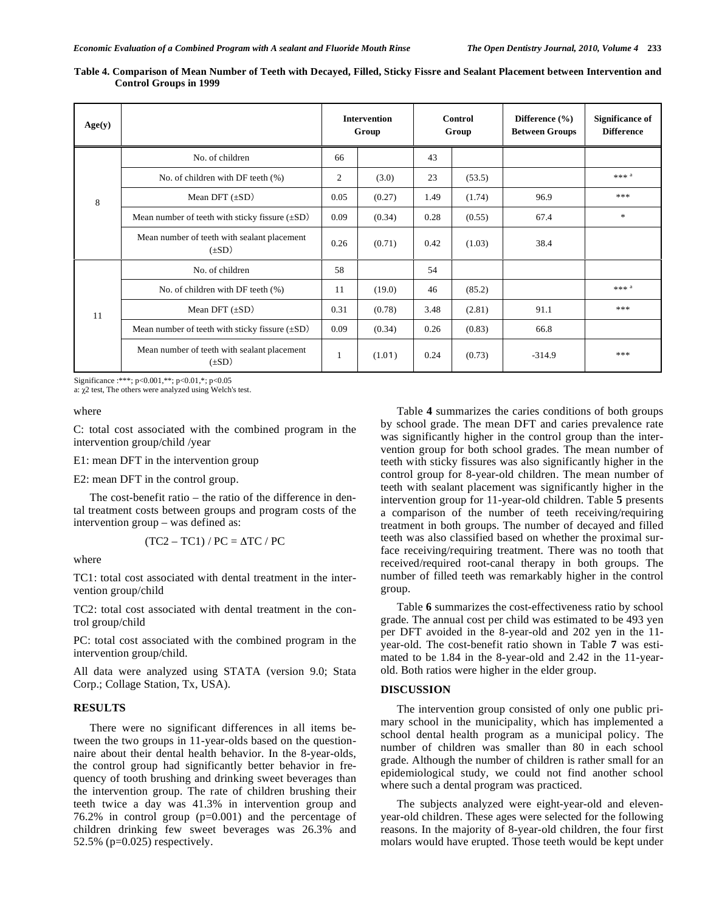**Table 4. Comparison of Mean Number of Teeth with Decayed, Filled, Sticky Fissre and Sealant Placement between Intervention and Control Groups in 1999**

| Age(y) | | Intervention Group | | Control Group | | Difference (%) Between Groups | Significance of Difference |
|---|---|---|---|---|---|---|---|
| 8 | No. of children | 66 | | 43 | | | |
| | No. of children with DF teeth (%) | 2 | (3.0) | 23 | (53.5) | | *** [a] |
| | Mean DFT (±SD) | 0.05 | (0.27) | 1.49 | (1.74) | 96.9 | *** |
| | Mean number of teeth with sticky fissure (±SD) | 0.09 | (0.34) | 0.28 | (0.55) | 67.4 | * |
| | Mean number of teeth with sealant placement (±SD) | 0.26 | (0.71) | 0.42 | (1.03) | 38.4 | |
| 11 | No. of children | 58 | | 54 | | | |
| | No. of children with DF teeth (%) | 11 | (19.0) | 46 | (85.2) | | *** [a] |
| | Mean DFT (±SD) | 0.31 | (0.78) | 3.48 | (2.81) | 91.1 | *** |
| | Mean number of teeth with sticky fissure (±SD) | 0.09 | (0.34) | 0.26 | (0.83) | 66.8 | |
| | Mean number of teeth with sealant placement (±SD) | 1 | (1.01) | 0.24 | (0.73) | -314.9 | *** |

Significance :***; $p<0.001$,**; $p<0.01$,*; $p<0.05$
a: $\chi 2$ test, The others were analyzed using Welch's test.

where

C: total cost associated with the combined program in the intervention group/child /year

E1: mean DFT in the intervention group

E2: mean DFT in the control group.

The cost-benefit ratio – the ratio of the difference in dental treatment costs between groups and program costs of the intervention group – was defined as:

$$(TC2 - TC1) / PC = \Delta TC / PC$$

where

TC1: total cost associated with dental treatment in the intervention group/child

TC2: total cost associated with dental treatment in the control group/child

PC: total cost associated with the combined program in the intervention group/child.

All data were analyzed using STATA (version 9.0; Stata Corp.; Collage Station, Tx, USA).

## RESULTS

There were no significant differences in all items between the two groups in 11-year-olds based on the questionnaire about their dental health behavior. In the 8-year-olds, the control group had significantly better behavior in frequency of tooth brushing and drinking sweet beverages than the intervention group. The rate of children brushing their teeth twice a day was 41.3% in intervention group and 76.2% in control group ($p=0.001$) and the percentage of children drinking few sweet beverages was 26.3% and 52.5% ($p=0.025$) respectively.

Table **4** summarizes the caries conditions of both groups by school grade. The mean DFT and caries prevalence rate was significantly higher in the control group than the intervention group for both school grades. The mean number of teeth with sticky fissures was also significantly higher in the control group for 8-year-old children. The mean number of teeth with sealant placement was significantly higher in the intervention group for 11-year-old children. Table **5** presents a comparison of the number of teeth receiving/requiring treatment in both groups. The number of decayed and filled teeth was also classified based on whether the proximal surface receiving/requiring treatment. There was no tooth that received/required root-canal therapy in both groups. The number of filled teeth was remarkably higher in the control group.

Table **6** summarizes the cost-effectiveness ratio by school grade. The annual cost per child was estimated to be 493 yen per DFT avoided in the 8-year-old and 202 yen in the 11-year-old. The cost-benefit ratio shown in Table **7** was estimated to be 1.84 in the 8-year-old and 2.42 in the 11-year-old. Both ratios were higher in the elder group.

## DISCUSSION

The intervention group consisted of only one public primary school in the municipality, which has implemented a school dental health program as a municipal policy. The number of children was smaller than 80 in each school grade. Although the number of children is rather small for an epidemiological study, we could not find another school where such a dental program was practiced.

The subjects analyzed were eight-year-old and eleven-year-old children. These ages were selected for the following reasons. In the majority of 8-year-old children, the four first molars would have erupted. Those teeth would be kept under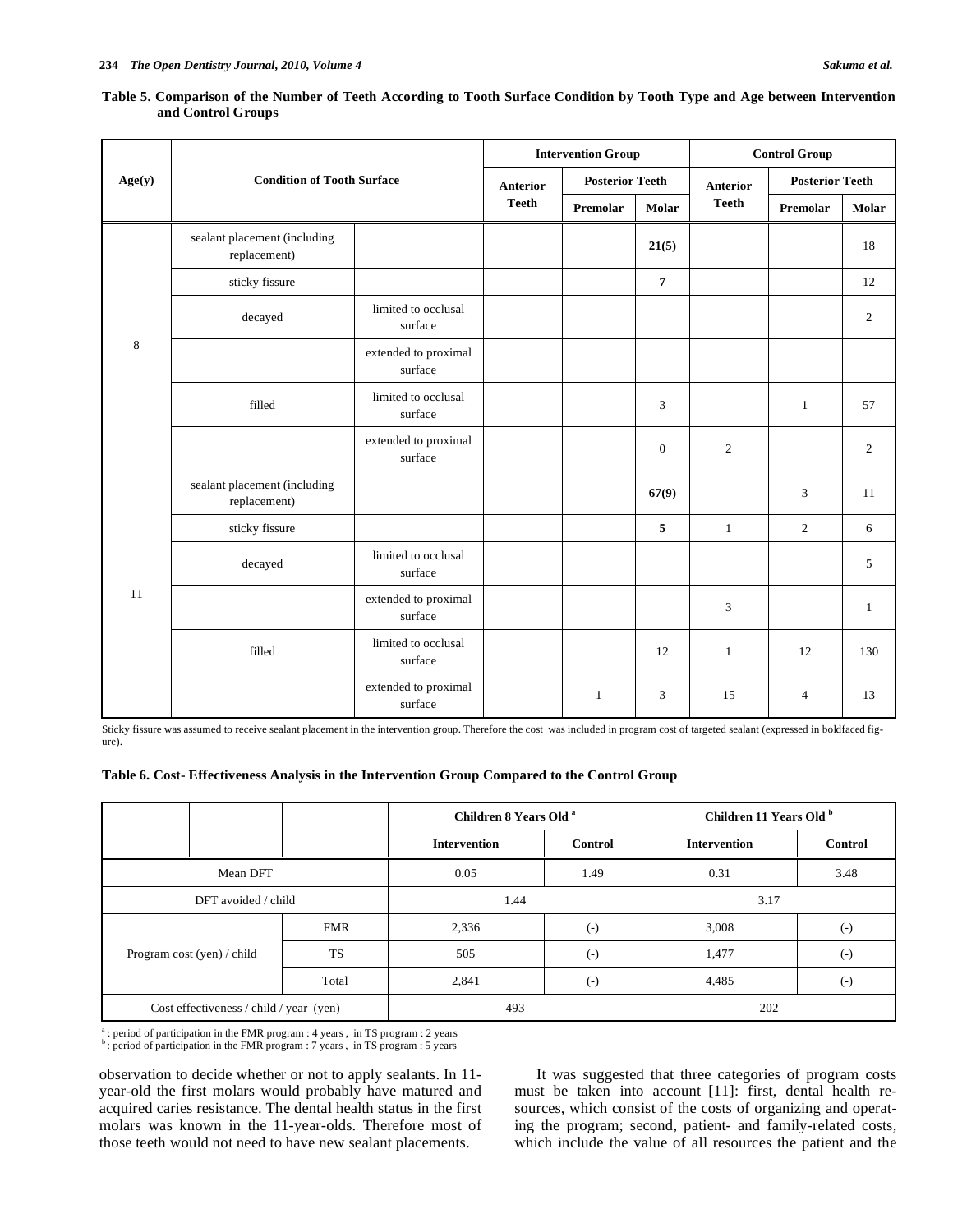**Table 5. Comparison of the Number of Teeth According to Tooth Surface Condition by Tooth Type and Age between Intervention and Control Groups**

| Age(y) | Condition of Tooth Surface | | Intervention Group | | | Control Group | | |
|---|---|---|---|---|---|---|---|---|
| | | | Anterior Teeth | Posterior Teeth | | Anterior Teeth | Posterior Teeth | |
| | | | | Premolar | Molar | | Premolar | Molar |
| 8 | sealant placement (including replacement) | | | | **21(5)** | | | 18 |
| | sticky fissure | | | | **7** | | | 12 |
| | decayed | limited to occlusal surface | | | | | | 2 |
| | | extended to proximal surface | | | | | | |
| | filled | limited to occlusal surface | | | 3 | | 1 | 57 |
| | | extended to proximal surface | | | 0 | 2 | | 2 |
| 11 | sealant placement (including replacement) | | | | **67(9)** | | 3 | 11 |
| | sticky fissure | | | | **5** | 1 | 2 | 6 |
| | decayed | limited to occlusal surface | | | | | | 5 |
| | | extended to proximal surface | | | | 3 | | 1 |
| | filled | limited to occlusal surface | | | 12 | 1 | 12 | 130 |
| | | extended to proximal surface | | 1 | 3 | 15 | 4 | 13 |

Sticky fissure was assumed to receive sealant placement in the intervention group. Therefore the cost was included in program cost of targeted sealant (expressed in boldfaced figure).

**Table 6. Cost- Effectiveness Analysis in the Intervention Group Compared to the Control Group**

| | | Children 8 Years Old [a] | | Children 11 Years Old [b] | |
|---|---|---|---|---|---|
| | | Intervention | Control | Intervention | Control |
| Mean DFT | | 0.05 | 1.49 | 0.31 | 3.48 |
| DFT avoided / child | | 1.44 | | 3.17 | |
| Program cost (yen) / child | FMR | 2,336 | (-) | 3,008 | (-) |
| | TS | 505 | (-) | 1,477 | (-) |
| | Total | 2,841 | (-) | 4,485 | (-) |
| Cost effectiveness / child / year (yen) | | 493 | | 202 | |

[a] : period of participation in the FMR program : 4 years , in TS program : 2 years
[b] : period of participation in the FMR program : 7 years , in TS program : 5 years

observation to decide whether or not to apply sealants. In 11-year-old the first molars would probably have matured and acquired caries resistance. The dental health status in the first molars was known in the 11-year-olds. Therefore most of those teeth would not need to have new sealant placements.

It was suggested that three categories of program costs must be taken into account [11]: first, dental health resources, which consist of the costs of organizing and operating the program; second, patient- and family-related costs, which include the value of all resources the patient and the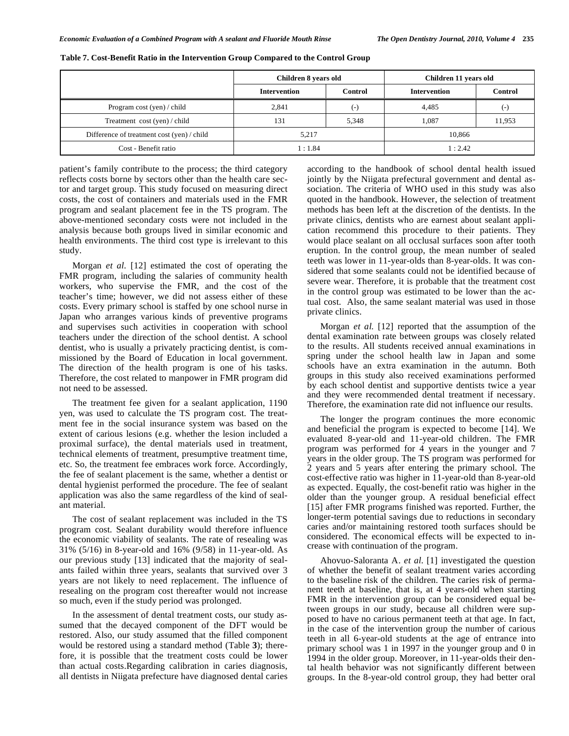**Table 7. Cost-Benefit Ratio in the Intervention Group Compared to the Control Group**

| | Children 8 years old | | Children 11 years old | |
|---|---|---|---|---|
| | Intervention | Control | Intervention | Control |
| Program cost (yen) / child | 2,841 | (-) | 4,485 | (-) |
| Treatment cost (yen) / child | 131 | 5,348 | 1,087 | 11,953 |
| Difference of treatment cost (yen) / child | 5,217 | | 10,866 | |
| Cost - Benefit ratio | 1 : 1.84 | | 1 : 2.42 | |

patient's family contribute to the process; the third category reflects costs borne by sectors other than the health care sector and target group. This study focused on measuring direct costs, the cost of containers and materials used in the FMR program and sealant placement fee in the TS program. The above-mentioned secondary costs were not included in the analysis because both groups lived in similar economic and health environments. The third cost type is irrelevant to this study.

Morgan *et al.* [12] estimated the cost of operating the FMR program, including the salaries of community health workers, who supervise the FMR, and the cost of the teacher's time; however, we did not assess either of these costs. Every primary school is staffed by one school nurse in Japan who arranges various kinds of preventive programs and supervises such activities in cooperation with school teachers under the direction of the school dentist. A school dentist, who is usually a privately practicing dentist, is commissioned by the Board of Education in local government. The direction of the health program is one of his tasks. Therefore, the cost related to manpower in FMR program did not need to be assessed.

The treatment fee given for a sealant application, 1190 yen, was used to calculate the TS program cost. The treatment fee in the social insurance system was based on the extent of carious lesions (e.g. whether the lesion included a proximal surface), the dental materials used in treatment, technical elements of treatment, presumptive treatment time, etc. So, the treatment fee embraces work force. Accordingly, the fee of sealant placement is the same, whether a dentist or dental hygienist performed the procedure. The fee of sealant application was also the same regardless of the kind of sealant material.

The cost of sealant replacement was included in the TS program cost. Sealant durability would therefore influence the economic viability of sealants. The rate of resealing was 31% (5/16) in 8-year-old and 16% (9/58) in 11-year-old. As our previous study [13] indicated that the majority of sealants failed within three years, sealants that survived over 3 years are not likely to need replacement. The influence of resealing on the program cost thereafter would not increase so much, even if the study period was prolonged.

In the assessment of dental treatment costs, our study assumed that the decayed component of the DFT would be restored. Also, our study assumed that the filled component would be restored using a standard method (Table **3**); therefore, it is possible that the treatment costs could be lower than actual costs.Regarding calibration in caries diagnosis, all dentists in Niigata prefecture have diagnosed dental caries according to the handbook of school dental health issued jointly by the Niigata prefectural government and dental association. The criteria of WHO used in this study was also quoted in the handbook. However, the selection of treatment methods has been left at the discretion of the dentists. In the private clinics, dentists who are earnest about sealant application recommend this procedure to their patients. They would place sealant on all occlusal surfaces soon after tooth eruption. In the control group, the mean number of sealed teeth was lower in 11-year-olds than 8-year-olds. It was considered that some sealants could not be identified because of severe wear. Therefore, it is probable that the treatment cost in the control group was estimated to be lower than the actual cost. Also, the same sealant material was used in those private clinics.

Morgan *et al.* [12] reported that the assumption of the dental examination rate between groups was closely related to the results. All students received annual examinations in spring under the school health law in Japan and some schools have an extra examination in the autumn. Both groups in this study also received examinations performed by each school dentist and supportive dentists twice a year and they were recommended dental treatment if necessary. Therefore, the examination rate did not influence our results.

The longer the program continues the more economic and beneficial the program is expected to become [14]. We evaluated 8-year-old and 11-year-old children. The FMR program was performed for 4 years in the younger and 7 years in the older group. The TS program was performed for 2 years and 5 years after entering the primary school. The cost-effective ratio was higher in 11-year-old than 8-year-old as expected. Equally, the cost-benefit ratio was higher in the older than the younger group. A residual beneficial effect [15] after FMR programs finished was reported. Further, the longer-term potential savings due to reductions in secondary caries and/or maintaining restored tooth surfaces should be considered. The economical effects will be expected to increase with continuation of the program.

Ahovuo-Saloranta A. *et al.* [1] investigated the question of whether the benefit of sealant treatment varies according to the baseline risk of the children. The caries risk of permanent teeth at baseline, that is, at 4 years-old when starting FMR in the intervention group can be considered equal between groups in our study, because all children were supposed to have no carious permanent teeth at that age. In fact, in the case of the intervention group the number of carious teeth in all 6-year-old students at the age of entrance into primary school was 1 in 1997 in the younger group and 0 in 1994 in the older group. Moreover, in 11-year-olds their dental health behavior was not significantly different between groups. In the 8-year-old control group, they had better oral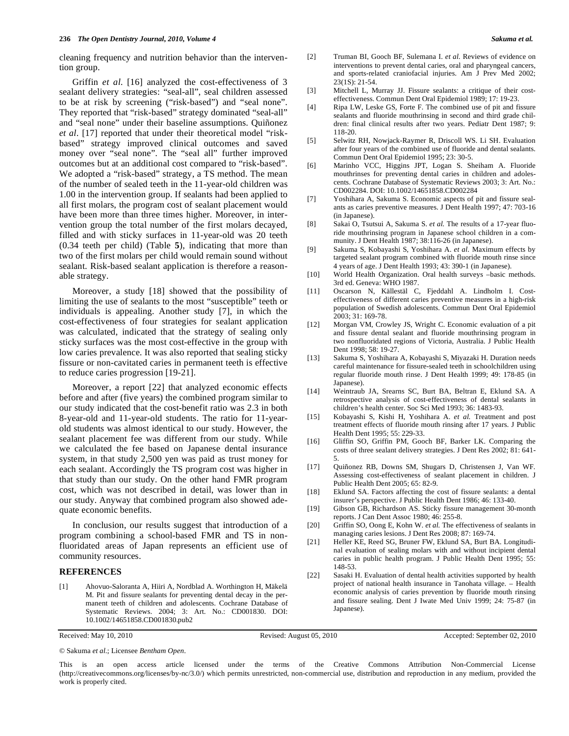cleaning frequency and nutrition behavior than the intervention group.

Griffin *et al.* [16] analyzed the cost-effectiveness of 3 sealant delivery strategies: "seal-all", seal children assessed to be at risk by screening ("risk-based") and "seal none". They reported that "risk-based" strategy dominated "seal-all" and "seal none" under their baseline assumptions. Quiñonez *et al*. [17] reported that under their theoretical model "risk-based" strategy improved clinical outcomes and saved money over "seal none". The "seal all" further improved outcomes but at an additional cost compared to "risk-based". We adopted a "risk-based" strategy, a TS method. The mean of the number of sealed teeth in the 11-year-old children was 1.00 in the intervention group. If sealants had been applied to all first molars, the program cost of sealant placement would have been more than three times higher. Moreover, in intervention group the total number of the first molars decayed, filled and with sticky surfaces in 11-year-old was 20 teeth (0.34 teeth per child) (Table **5**), indicating that more than two of the first molars per child would remain sound without sealant. Risk-based sealant application is therefore a reasonable strategy.

Moreover, a study [18] showed that the possibility of limiting the use of sealants to the most "susceptible" teeth or individuals is appealing. Another study [7], in which the cost-effectiveness of four strategies for sealant application was calculated, indicated that the strategy of sealing only sticky surfaces was the most cost-effective in the group with low caries prevalence. It was also reported that sealing sticky fissure or non-cavitated caries in permanent teeth is effective to reduce caries progression [19-21].

Moreover, a report [22] that analyzed economic effects before and after (five years) the combined program similar to our study indicated that the cost-benefit ratio was 2.3 in both 8-year-old and 11-year-old students. The ratio for 11-year-old students was almost identical to our study. However, the sealant placement fee was different from our study. While we calculated the fee based on Japanese dental insurance system, in that study 2,500 yen was paid as trust money for each sealant. Accordingly the TS program cost was higher in that study than our study. On the other hand FMR program cost, which was not described in detail, was lower than in our study. Anyway that combined program also showed adequate economic benefits.

In conclusion, our results suggest that introduction of a program combining a school-based FMR and TS in non-fluoridated areas of Japan represents an efficient use of community resources.

## REFERENCES

[1] Ahovuo-Saloranta A, Hiiri A, Nordblad A. Worthington H, Mäkelä M. Pit and fissure sealants for preventing dental decay in the permanent teeth of children and adolescents. Cochrane Database of Systematic Reviews. 2004; 3: Art. No.: CD001830. DOI: 10.1002/14651858.CD001830.pub2

[2] Truman BI, Gooch BF, Sulemana I. *et al.* Reviews of evidence on interventions to prevent dental caries, oral and pharyngeal cancers, and sports-related craniofacial injuries. Am J Prev Med 2002; 23(1S): 21-54.

[3] Mitchell L, Murray JJ. Fissure sealants: a critique of their cost-effectiveness. Commun Dent Oral Epidemiol 1989; 17: 19-23.

[4] Ripa LW, Leske GS, Forte F. The combined use of pit and fissure sealants and fluoride mouthrinsing in second and third grade children: final clinical results after two years. Pediatr Dent 1987; 9: 118-20.

[5] Selwitz RH, Nowjack-Raymer R, Driscoll WS. Li SH. Evaluation after four years of the combined use of fluoride and dental sealants. Commun Dent Oral Epidemiol 1995; 23: 30-5.

[6] Marinho VCC, Higgins JPT, Logan S. Sheiham A. Fluoride mouthrinses for preventing dental caries in children and adolescents. Cochrane Database of Systematic Reviews 2003; 3: Art. No.: CD002284. DOI: 10.1002/14651858.CD002284

[7] Yoshihara A, Sakuma S. Economic aspects of pit and fissure sealants as caries preventive measures. J Dent Health 1997; 47: 703-16 (in Japanese).

[8] Sakai O, Tsutsui A, Sakuma S. *et al.* The results of a 17-year fluoride mouthrinsing program in Japanese school children in a community. J Dent Health 1987; 38:116-26 (in Japanese).

[9] Sakuma S, Kobayashi S, Yoshihara A. *et al.* Maximum effects by targeted sealant program combined with fluoride mouth rinse since 4 years of age. J Dent Health 1993; 43: 390-1 (in Japanese).

[10] World Health Organization. Oral health surveys –basic methods. 3rd ed. Geneva: WHO 1987.

[11] Oscarson N, Källestäl C, Fjeddahl A. Lindholm I. Cost-effectiveness of different caries preventive measures in a high-risk population of Swedish adolescents. Commun Dent Oral Epidemiol 2003; 31: 169-78.

[12] Morgan VM, Crowley JS, Wright C. Economic evaluation of a pit and fissure dental sealant and fluoride mouthrinsing program in two nonfluoridated regions of Victoria, Australia. J Public Health Dent 1998; 58: 19-27.

[13] Sakuma S, Yoshihara A, Kobayashi S, Miyazaki H. Duration needs careful maintenance for fissure-sealed teeth in schoolchildren using regular fluoride mouth rinse. J Dent Health 1999; 49: 178-85 (in Japanese).

[14] Weintraub JA, Srearns SC, Burt BA, Beltran E, Eklund SA. A retrospective analysis of cost-effectiveness of dental sealants in children's health center. Soc Sci Med 1993; 36: 1483-93.

[15] Kobayashi S, Kishi H, Yoshihara A. *et al.* Treatment and post treatment effects of fluoride mouth rinsing after 17 years. J Public Health Dent 1995; 55: 229-33.

[16] Gliffin SO, Griffin PM, Gooch BF, Barker LK. Comparing the costs of three sealant delivery strategies. J Dent Res 2002; 81: 641-5.

[17] Quiñonez RB, Downs SM, Shugars D, Christensen J, Van WF. Assessing cost-effectiveness of sealant placement in children. J Public Health Dent 2005; 65: 82-9.

[18] Eklund SA. Factors affecting the cost of fissure sealants: a dental insurer's perspective. J Public Health Dent 1986; 46: 133-40.

[19] Gibson GB, Richardson AS. Sticky fissure management 30-month reports. J Can Dent Assoc 1980; 46: 255-8.

[20] Griffin SO, Oong E, Kohn W. *et al.* The effectiveness of sealants in managing caries lesions. J Dent Res 2008; 87: 169-74.

[21] Heller KE, Reed SG, Bruner FW, Eklund SA, Burt BA. Longitudinal evaluation of sealing molars with and without incipient dental caries in public health program. J Public Health Dent 1995; 55: 148-53.

[22] Sasaki H. Evaluation of dental health activities supported by health project of national health insurance in Tanohata village. – Health economic analysis of caries prevention by fluoride mouth rinsing and fissure sealing. Dent J Iwate Med Univ 1999; 24: 75-87 (in Japanese).

Received: May 10, 2010 Revised: August 05, 2010 Accepted: September 02, 2010

© Sakuma *et al.*; Licensee *Bentham Open*.

This is an open access article licensed under the terms of the Creative Commons Attribution Non-Commercial License (http://creativecommons.org/licenses/by-nc/3.0/) which permits unrestricted, non-commercial use, distribution and reproduction in any medium, provided the work is properly cited.